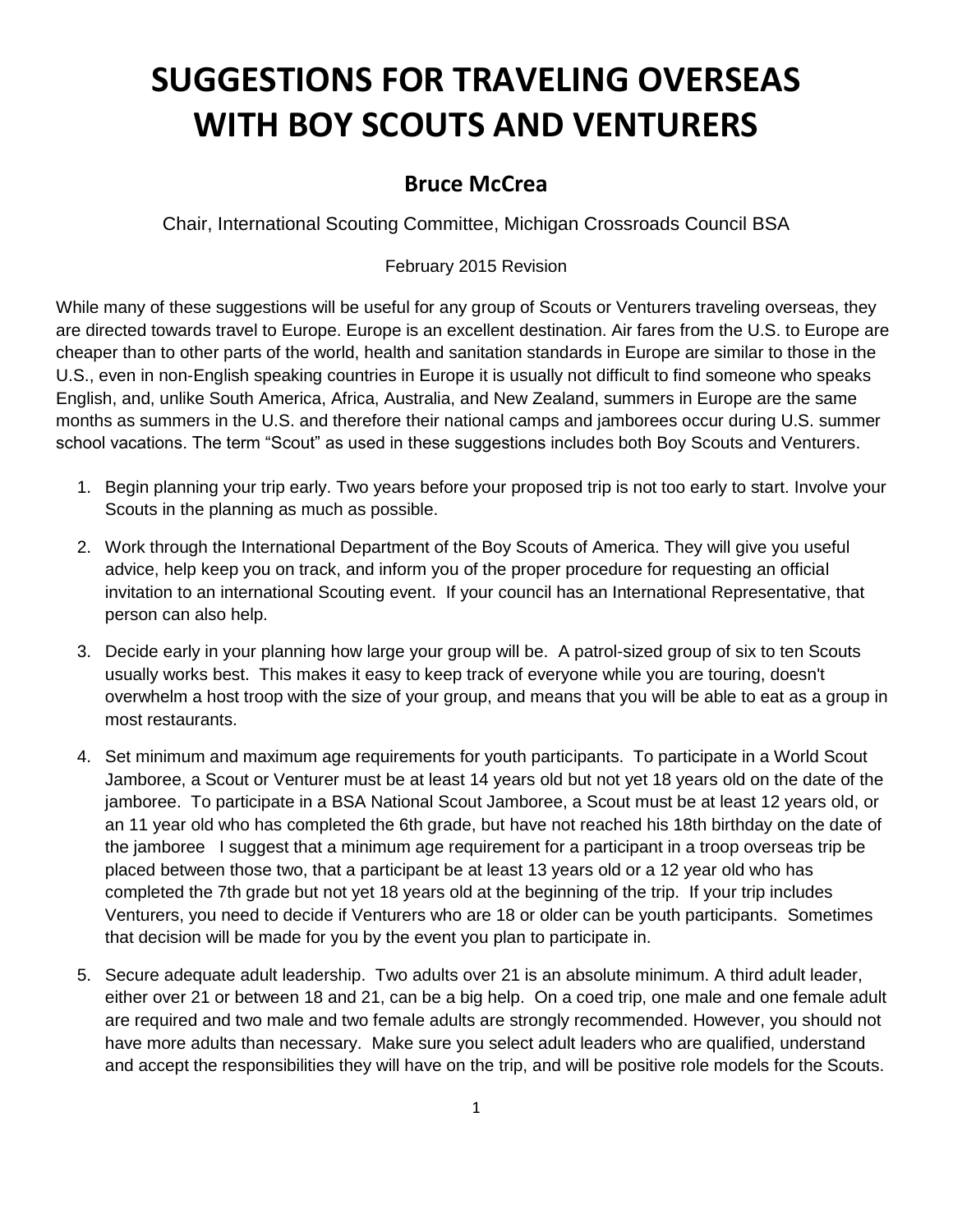# SUGGESTIONS FOR TRAVELING OVERSEAS WITH BOY SCOUTS AND VENTURERS

## Bruce McCrea

Chair, International Scouting Committee, Michigan Crossroads Council BSA

February 2015 Revision

While many of these suggestions will be useful for any group of Scouts or Venturers traveling overseas, they are directed towards travel to Europe. Europe is an excellent destination. Air fares from the U.S. to Europe are cheaper than to other parts of the world, health and sanitation standards in Europe are similar to those in the U.S., even in non-English speaking countries in Europe it is usually not difficult to find someone who speaks English, and, unlike South America, Africa, Australia, and New Zealand, summers in Europe are the same months as summers in the U.S. and therefore their national camps and jamborees occur during U.S. summer school vacations. The term "Scout" as used in these suggestions includes both Boy Scouts and Venturers.

1. Begin planning your trip early. Two years before your proposed trip is not too early to start. Involve your Scouts in the planning as much as possible.
2. Work through the International Department of the Boy Scouts of America. They will give you useful advice, help keep you on track, and inform you of the proper procedure for requesting an official invitation to an international Scouting event. If your council has an International Representative, that person can also help.
3. Decide early in your planning how large your group will be. A patrol-sized group of six to ten Scouts usually works best. This makes it easy to keep track of everyone while you are touring, doesn't overwhelm a host troop with the size of your group, and means that you will be able to eat as a group in most restaurants.
4. Set minimum and maximum age requirements for youth participants. To participate in a World Scout Jamboree, a Scout or Venturer must be at least 14 years old but not yet 18 years old on the date of the jamboree. To participate in a BSA National Scout Jamboree, a Scout must be at least 12 years old, or an 11 year old who has completed the 6th grade, but have not reached his 18th birthday on the date of the jamboree I suggest that a minimum age requirement for a participant in a troop overseas trip be placed between those two, that a participant be at least 13 years old or a 12 year old who has completed the 7th grade but not yet 18 years old at the beginning of the trip. If your trip includes Venturers, you need to decide if Venturers who are 18 or older can be youth participants. Sometimes that decision will be made for you by the event you plan to participate in.
5. Secure adequate adult leadership. Two adults over 21 is an absolute minimum. A third adult leader, either over 21 or between 18 and 21, can be a big help. On a coed trip, one male and one female adult are required and two male and two female adults are strongly recommended. However, you should not have more adults than necessary. Make sure you select adult leaders who are qualified, understand and accept the responsibilities they will have on the trip, and will be positive role models for the Scouts.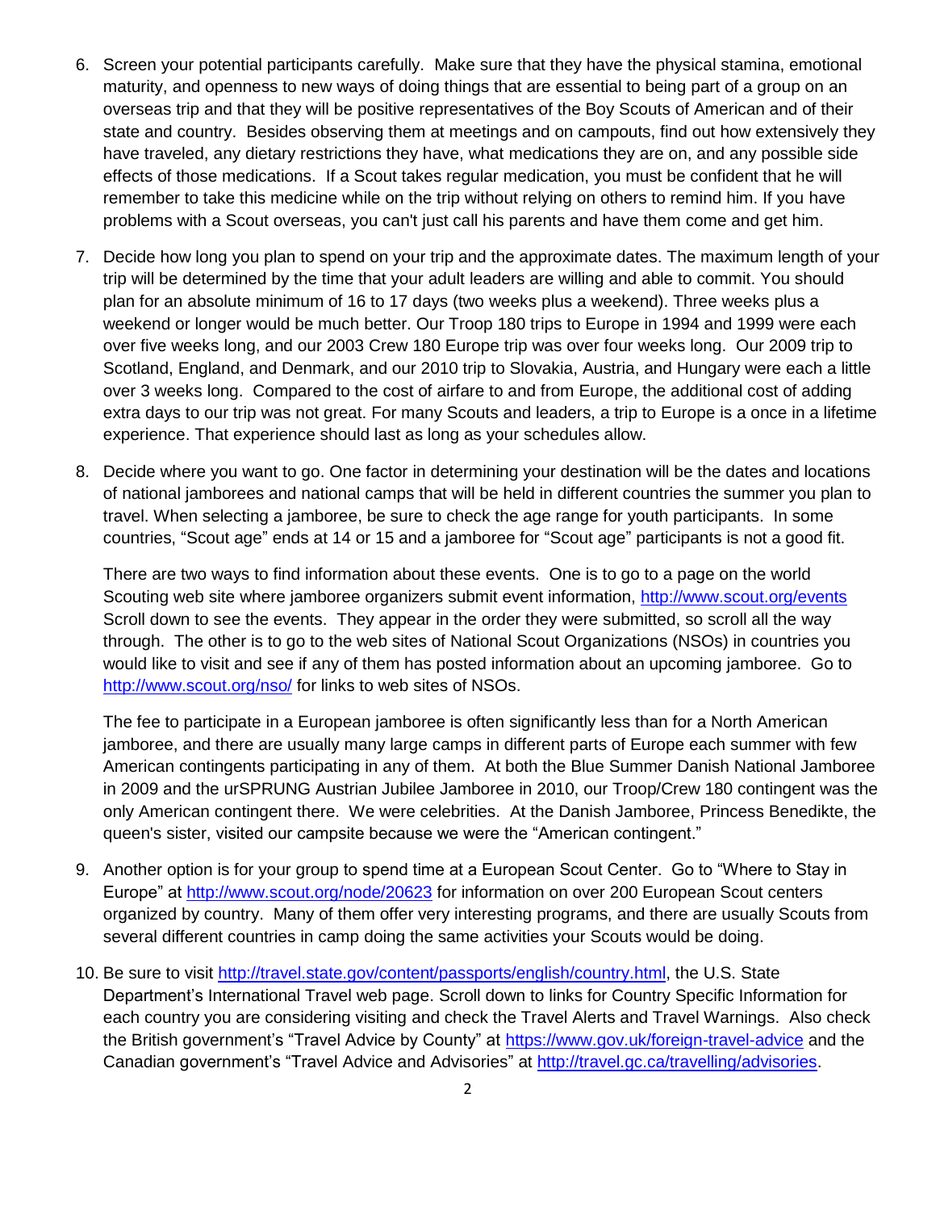6. Screen your potential participants carefully. Make sure that they have the physical stamina, emotional maturity, and openness to new ways of doing things that are essential to being part of a group on an overseas trip and that they will be positive representatives of the Boy Scouts of American and of their state and country. Besides observing them at meetings and on campouts, find out how extensively they have traveled, any dietary restrictions they have, what medications they are on, and any possible side effects of those medications. If a Scout takes regular medication, you must be confident that he will remember to take this medicine while on the trip without relying on others to remind him. If you have problems with a Scout overseas, you can't just call his parents and have them come and get him.

7. Decide how long you plan to spend on your trip and the approximate dates. The maximum length of your trip will be determined by the time that your adult leaders are willing and able to commit. You should plan for an absolute minimum of 16 to 17 days (two weeks plus a weekend). Three weeks plus a weekend or longer would be much better. Our Troop 180 trips to Europe in 1994 and 1999 were each over five weeks long, and our 2003 Crew 180 Europe trip was over four weeks long. Our 2009 trip to Scotland, England, and Denmark, and our 2010 trip to Slovakia, Austria, and Hungary were each a little over 3 weeks long. Compared to the cost of airfare to and from Europe, the additional cost of adding extra days to our trip was not great. For many Scouts and leaders, a trip to Europe is a once in a lifetime experience. That experience should last as long as your schedules allow.

8. Decide where you want to go. One factor in determining your destination will be the dates and locations of national jamborees and national camps that will be held in different countries the summer you plan to travel. When selecting a jamboree, be sure to check the age range for youth participants. In some countries, "Scout age" ends at 14 or 15 and a jamboree for "Scout age" participants is not a good fit.

   There are two ways to find information about these events. One is to go to a page on the world Scouting web site where jamboree organizers submit event information, http://www.scout.org/events Scroll down to see the events. They appear in the order they were submitted, so scroll all the way through. The other is to go to the web sites of National Scout Organizations (NSOs) in countries you would like to visit and see if any of them has posted information about an upcoming jamboree. Go to http://www.scout.org/nso/ for links to web sites of NSOs.

   The fee to participate in a European jamboree is often significantly less than for a North American jamboree, and there are usually many large camps in different parts of Europe each summer with few American contingents participating in any of them. At both the Blue Summer Danish National Jamboree in 2009 and the urSPRUNG Austrian Jubilee Jamboree in 2010, our Troop/Crew 180 contingent was the only American contingent there. We were celebrities. At the Danish Jamboree, Princess Benedikte, the queen's sister, visited our campsite because we were the "American contingent."

9. Another option is for your group to spend time at a European Scout Center. Go to "Where to Stay in Europe" at http://www.scout.org/node/20623 for information on over 200 European Scout centers organized by country. Many of them offer very interesting programs, and there are usually Scouts from several different countries in camp doing the same activities your Scouts would be doing.

10. Be sure to visit http://travel.state.gov/content/passports/english/country.html, the U.S. State Department's International Travel web page. Scroll down to links for Country Specific Information for each country you are considering visiting and check the Travel Alerts and Travel Warnings. Also check the British government's "Travel Advice by County" at https://www.gov.uk/foreign-travel-advice and the Canadian government's "Travel Advice and Advisories" at http://travel.gc.ca/travelling/advisories.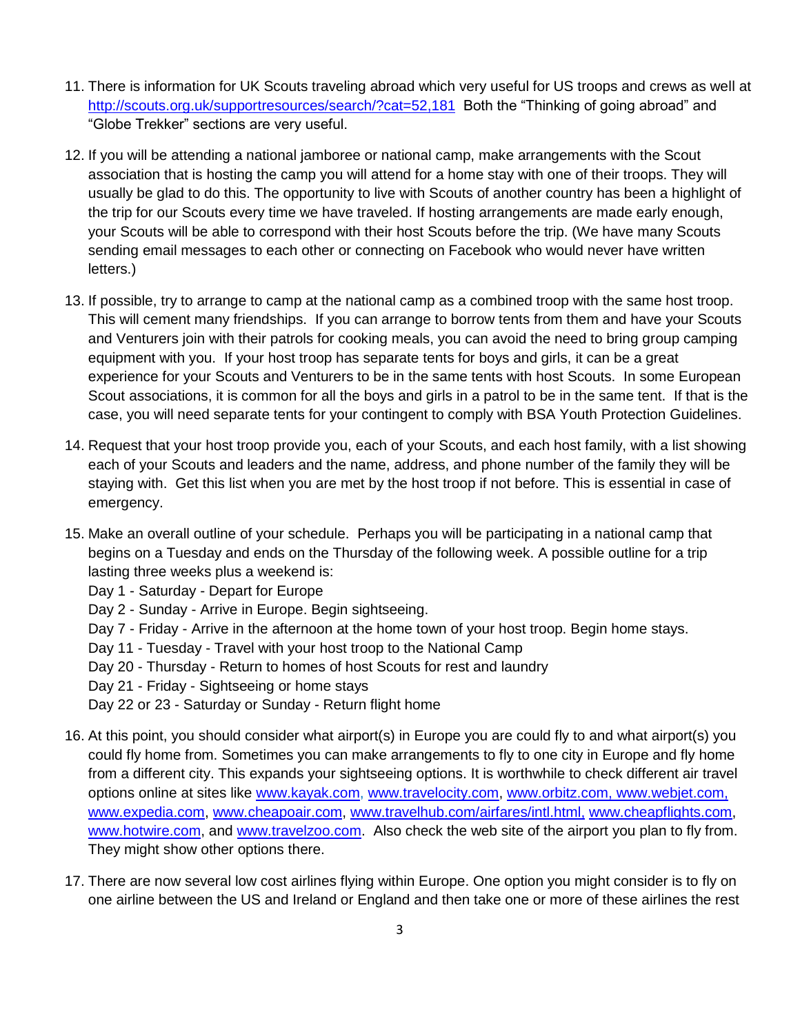11. There is information for UK Scouts traveling abroad which very useful for US troops and crews as well at http://scouts.org.uk/supportresources/search/?cat=52,181 Both the "Thinking of going abroad" and "Globe Trekker" sections are very useful.

12. If you will be attending a national jamboree or national camp, make arrangements with the Scout association that is hosting the camp you will attend for a home stay with one of their troops. They will usually be glad to do this. The opportunity to live with Scouts of another country has been a highlight of the trip for our Scouts every time we have traveled. If hosting arrangements are made early enough, your Scouts will be able to correspond with their host Scouts before the trip. (We have many Scouts sending email messages to each other or connecting on Facebook who would never have written letters.)

13. If possible, try to arrange to camp at the national camp as a combined troop with the same host troop. This will cement many friendships. If you can arrange to borrow tents from them and have your Scouts and Venturers join with their patrols for cooking meals, you can avoid the need to bring group camping equipment with you. If your host troop has separate tents for boys and girls, it can be a great experience for your Scouts and Venturers to be in the same tents with host Scouts. In some European Scout associations, it is common for all the boys and girls in a patrol to be in the same tent. If that is the case, you will need separate tents for your contingent to comply with BSA Youth Protection Guidelines.

14. Request that your host troop provide you, each of your Scouts, and each host family, with a list showing each of your Scouts and leaders and the name, address, and phone number of the family they will be staying with. Get this list when you are met by the host troop if not before. This is essential in case of emergency.

15. Make an overall outline of your schedule. Perhaps you will be participating in a national camp that begins on a Tuesday and ends on the Thursday of the following week. A possible outline for a trip lasting three weeks plus a weekend is:
    Day 1 - Saturday - Depart for Europe
    Day 2 - Sunday - Arrive in Europe. Begin sightseeing.
    Day 7 - Friday - Arrive in the afternoon at the home town of your host troop. Begin home stays.
    Day 11 - Tuesday - Travel with your host troop to the National Camp
    Day 20 - Thursday - Return to homes of host Scouts for rest and laundry
    Day 21 - Friday - Sightseeing or home stays
    Day 22 or 23 - Saturday or Sunday - Return flight home

16. At this point, you should consider what airport(s) in Europe you are could fly to and what airport(s) you could fly home from. Sometimes you can make arrangements to fly to one city in Europe and fly home from a different city. This expands your sightseeing options. It is worthwhile to check different air travel options online at sites like www.kayak.com, www.travelocity.com, www.orbitz.com, www.webjet.com, www.expedia.com, www.cheapoair.com, www.travelhub.com/airfares/intl.html, www.cheapflights.com, www.hotwire.com, and www.travelzoo.com. Also check the web site of the airport you plan to fly from. They might show other options there.

17. There are now several low cost airlines flying within Europe. One option you might consider is to fly on one airline between the US and Ireland or England and then take one or more of these airlines the rest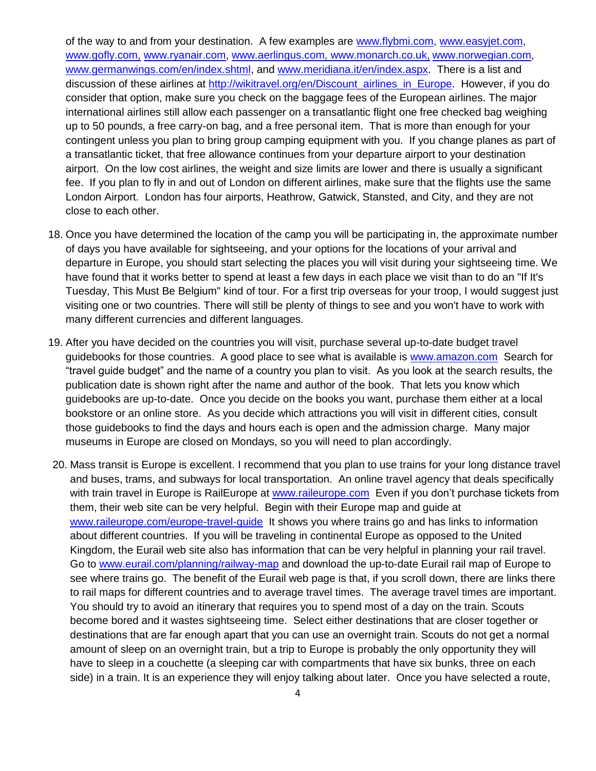of the way to and from your destination. A few examples are www.flybmi.com, www.easyjet.com, www.gofly.com, www.ryanair.com, www.aerlingus.com, www.monarch.co.uk, www.norwegian.com, www.germanwings.com/en/index.shtml, and www.meridiana.it/en/index.aspx. There is a list and discussion of these airlines at http://wikitravel.org/en/Discount_airlines_in_Europe. However, if you do consider that option, make sure you check on the baggage fees of the European airlines. The major international airlines still allow each passenger on a transatlantic flight one free checked bag weighing up to 50 pounds, a free carry-on bag, and a free personal item. That is more than enough for your contingent unless you plan to bring group camping equipment with you. If you change planes as part of a transatlantic ticket, that free allowance continues from your departure airport to your destination airport. On the low cost airlines, the weight and size limits are lower and there is usually a significant fee. If you plan to fly in and out of London on different airlines, make sure that the flights use the same London Airport. London has four airports, Heathrow, Gatwick, Stansted, and City, and they are not close to each other.

18. Once you have determined the location of the camp you will be participating in, the approximate number of days you have available for sightseeing, and your options for the locations of your arrival and departure in Europe, you should start selecting the places you will visit during your sightseeing time. We have found that it works better to spend at least a few days in each place we visit than to do an "If It's Tuesday, This Must Be Belgium" kind of tour. For a first trip overseas for your troop, I would suggest just visiting one or two countries. There will still be plenty of things to see and you won't have to work with many different currencies and different languages.

19. After you have decided on the countries you will visit, purchase several up-to-date budget travel guidebooks for those countries. A good place to see what is available is www.amazon.com Search for "travel guide budget" and the name of a country you plan to visit. As you look at the search results, the publication date is shown right after the name and author of the book. That lets you know which guidebooks are up-to-date. Once you decide on the books you want, purchase them either at a local bookstore or an online store. As you decide which attractions you will visit in different cities, consult those guidebooks to find the days and hours each is open and the admission charge. Many major museums in Europe are closed on Mondays, so you will need to plan accordingly.

20. Mass transit is Europe is excellent. I recommend that you plan to use trains for your long distance travel and buses, trams, and subways for local transportation. An online travel agency that deals specifically with train travel in Europe is RailEurope at www.raileurope.com Even if you don't purchase tickets from them, their web site can be very helpful. Begin with their Europe map and guide at www.raileurope.com/europe-travel-guide It shows you where trains go and has links to information about different countries. If you will be traveling in continental Europe as opposed to the United Kingdom, the Eurail web site also has information that can be very helpful in planning your rail travel. Go to www.eurail.com/planning/railway-map and download the up-to-date Eurail rail map of Europe to see where trains go. The benefit of the Eurail web page is that, if you scroll down, there are links there to rail maps for different countries and to average travel times. The average travel times are important. You should try to avoid an itinerary that requires you to spend most of a day on the train. Scouts become bored and it wastes sightseeing time. Select either destinations that are closer together or destinations that are far enough apart that you can use an overnight train. Scouts do not get a normal amount of sleep on an overnight train, but a trip to Europe is probably the only opportunity they will have to sleep in a couchette (a sleeping car with compartments that have six bunks, three on each side) in a train. It is an experience they will enjoy talking about later. Once you have selected a route,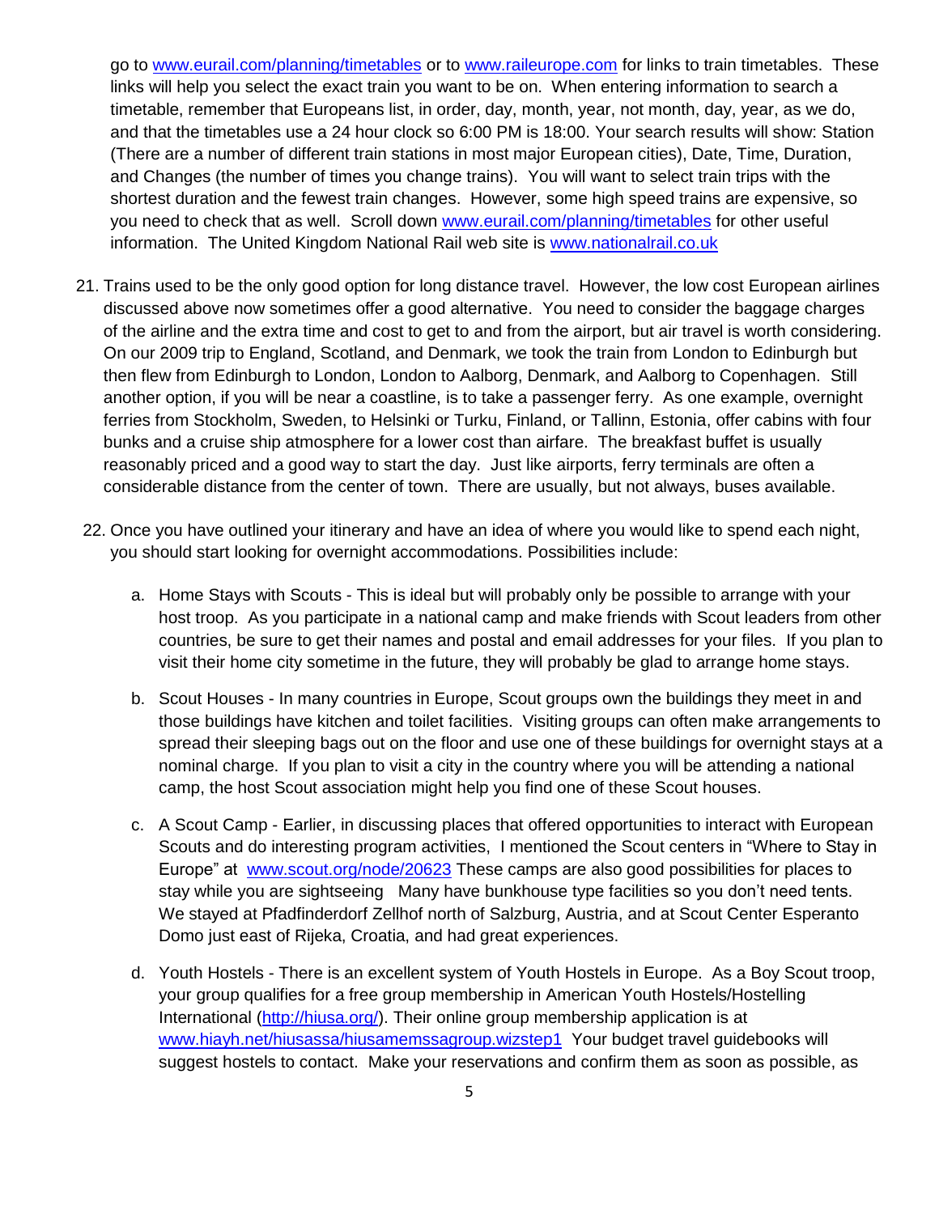go to www.eurail.com/planning/timetables or to www.raileurope.com for links to train timetables. These links will help you select the exact train you want to be on. When entering information to search a timetable, remember that Europeans list, in order, day, month, year, not month, day, year, as we do, and that the timetables use a 24 hour clock so 6:00 PM is 18:00. Your search results will show: Station (There are a number of different train stations in most major European cities), Date, Time, Duration, and Changes (the number of times you change trains). You will want to select train trips with the shortest duration and the fewest train changes. However, some high speed trains are expensive, so you need to check that as well. Scroll down www.eurail.com/planning/timetables for other useful information. The United Kingdom National Rail web site is www.nationalrail.co.uk

21. Trains used to be the only good option for long distance travel. However, the low cost European airlines discussed above now sometimes offer a good alternative. You need to consider the baggage charges of the airline and the extra time and cost to get to and from the airport, but air travel is worth considering. On our 2009 trip to England, Scotland, and Denmark, we took the train from London to Edinburgh but then flew from Edinburgh to London, London to Aalborg, Denmark, and Aalborg to Copenhagen. Still another option, if you will be near a coastline, is to take a passenger ferry. As one example, overnight ferries from Stockholm, Sweden, to Helsinki or Turku, Finland, or Tallinn, Estonia, offer cabins with four bunks and a cruise ship atmosphere for a lower cost than airfare. The breakfast buffet is usually reasonably priced and a good way to start the day. Just like airports, ferry terminals are often a considerable distance from the center of town. There are usually, but not always, buses available.

22. Once you have outlined your itinerary and have an idea of where you would like to spend each night, you should start looking for overnight accommodations. Possibilities include:

    a. Home Stays with Scouts - This is ideal but will probably only be possible to arrange with your host troop. As you participate in a national camp and make friends with Scout leaders from other countries, be sure to get their names and postal and email addresses for your files. If you plan to visit their home city sometime in the future, they will probably be glad to arrange home stays.

    b. Scout Houses - In many countries in Europe, Scout groups own the buildings they meet in and those buildings have kitchen and toilet facilities. Visiting groups can often make arrangements to spread their sleeping bags out on the floor and use one of these buildings for overnight stays at a nominal charge. If you plan to visit a city in the country where you will be attending a national camp, the host Scout association might help you find one of these Scout houses.

    c. A Scout Camp - Earlier, in discussing places that offered opportunities to interact with European Scouts and do interesting program activities, I mentioned the Scout centers in "Where to Stay in Europe" at www.scout.org/node/20623 These camps are also good possibilities for places to stay while you are sightseeing Many have bunkhouse type facilities so you don't need tents. We stayed at Pfadfinderdorf Zellhof north of Salzburg, Austria, and at Scout Center Esperanto Domo just east of Rijeka, Croatia, and had great experiences.

    d. Youth Hostels - There is an excellent system of Youth Hostels in Europe. As a Boy Scout troop, your group qualifies for a free group membership in American Youth Hostels/Hostelling International (http://hiusa.org/). Their online group membership application is at www.hiayh.net/hiusassa/hiusamemssagroup.wizstep1 Your budget travel guidebooks will suggest hostels to contact. Make your reservations and confirm them as soon as possible, as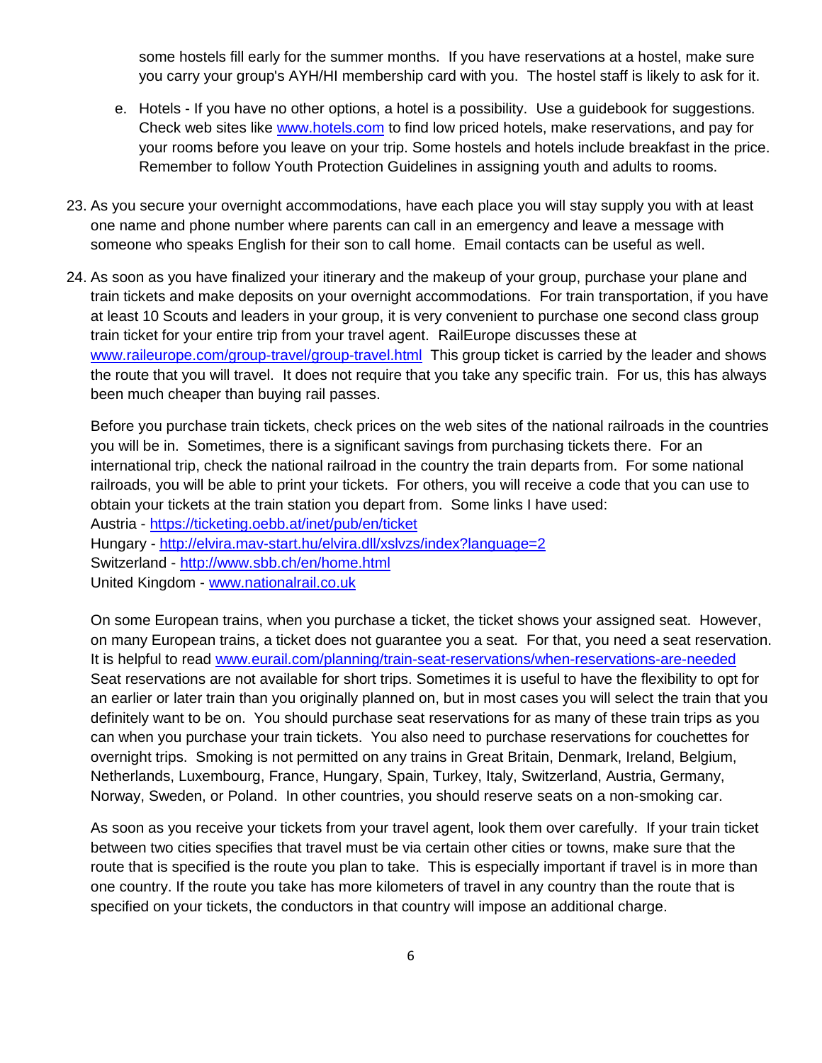some hostels fill early for the summer months. If you have reservations at a hostel, make sure you carry your group's AYH/HI membership card with you. The hostel staff is likely to ask for it.

e. Hotels - If you have no other options, a hotel is a possibility. Use a guidebook for suggestions. Check web sites like [www.hotels.com](http://www.hotels.com) to find low priced hotels, make reservations, and pay for your rooms before you leave on your trip. Some hostels and hotels include breakfast in the price. Remember to follow Youth Protection Guidelines in assigning youth and adults to rooms.

23. As you secure your overnight accommodations, have each place you will stay supply you with at least one name and phone number where parents can call in an emergency and leave a message with someone who speaks English for their son to call home. Email contacts can be useful as well.

24. As soon as you have finalized your itinerary and the makeup of your group, purchase your plane and train tickets and make deposits on your overnight accommodations. For train transportation, if you have at least 10 Scouts and leaders in your group, it is very convenient to purchase one second class group train ticket for your entire trip from your travel agent. RailEurope discusses these at [www.raileurope.com/group-travel/group-travel.html](http://www.raileurope.com/group-travel/group-travel.html) This group ticket is carried by the leader and shows the route that you will travel. It does not require that you take any specific train. For us, this has always been much cheaper than buying rail passes.

    Before you purchase train tickets, check prices on the web sites of the national railroads in the countries you will be in. Sometimes, there is a significant savings from purchasing tickets there. For an international trip, check the national railroad in the country the train departs from. For some national railroads, you will be able to print your tickets. For others, you will receive a code that you can use to obtain your tickets at the train station you depart from. Some links I have used:
    Austria - [https://ticketing.oebb.at/inet/pub/en/ticket](https://ticketing.oebb.at/inet/pub/en/ticket)
    Hungary - [http://elvira.mav-start.hu/elvira.dll/xslvzs/index?language=2](http://elvira.mav-start.hu/elvira.dll/xslvzs/index?language=2)
    Switzerland - [http://www.sbb.ch/en/home.html](http://www.sbb.ch/en/home.html)
    United Kingdom - [www.nationalrail.co.uk](http://www.nationalrail.co.uk)

    On some European trains, when you purchase a ticket, the ticket shows your assigned seat. However, on many European trains, a ticket does not guarantee you a seat. For that, you need a seat reservation. It is helpful to read [www.eurail.com/planning/train-seat-reservations/when-reservations-are-needed](http://www.eurail.com/planning/train-seat-reservations/when-reservations-are-needed) Seat reservations are not available for short trips. Sometimes it is useful to have the flexibility to opt for an earlier or later train than you originally planned on, but in most cases you will select the train that you definitely want to be on. You should purchase seat reservations for as many of these train trips as you can when you purchase your train tickets. You also need to purchase reservations for couchettes for overnight trips. Smoking is not permitted on any trains in Great Britain, Denmark, Ireland, Belgium, Netherlands, Luxembourg, France, Hungary, Spain, Turkey, Italy, Switzerland, Austria, Germany, Norway, Sweden, or Poland. In other countries, you should reserve seats on a non-smoking car.

    As soon as you receive your tickets from your travel agent, look them over carefully. If your train ticket between two cities specifies that travel must be via certain other cities or towns, make sure that the route that is specified is the route you plan to take. This is especially important if travel is in more than one country. If the route you take has more kilometers of travel in any country than the route that is specified on your tickets, the conductors in that country will impose an additional charge.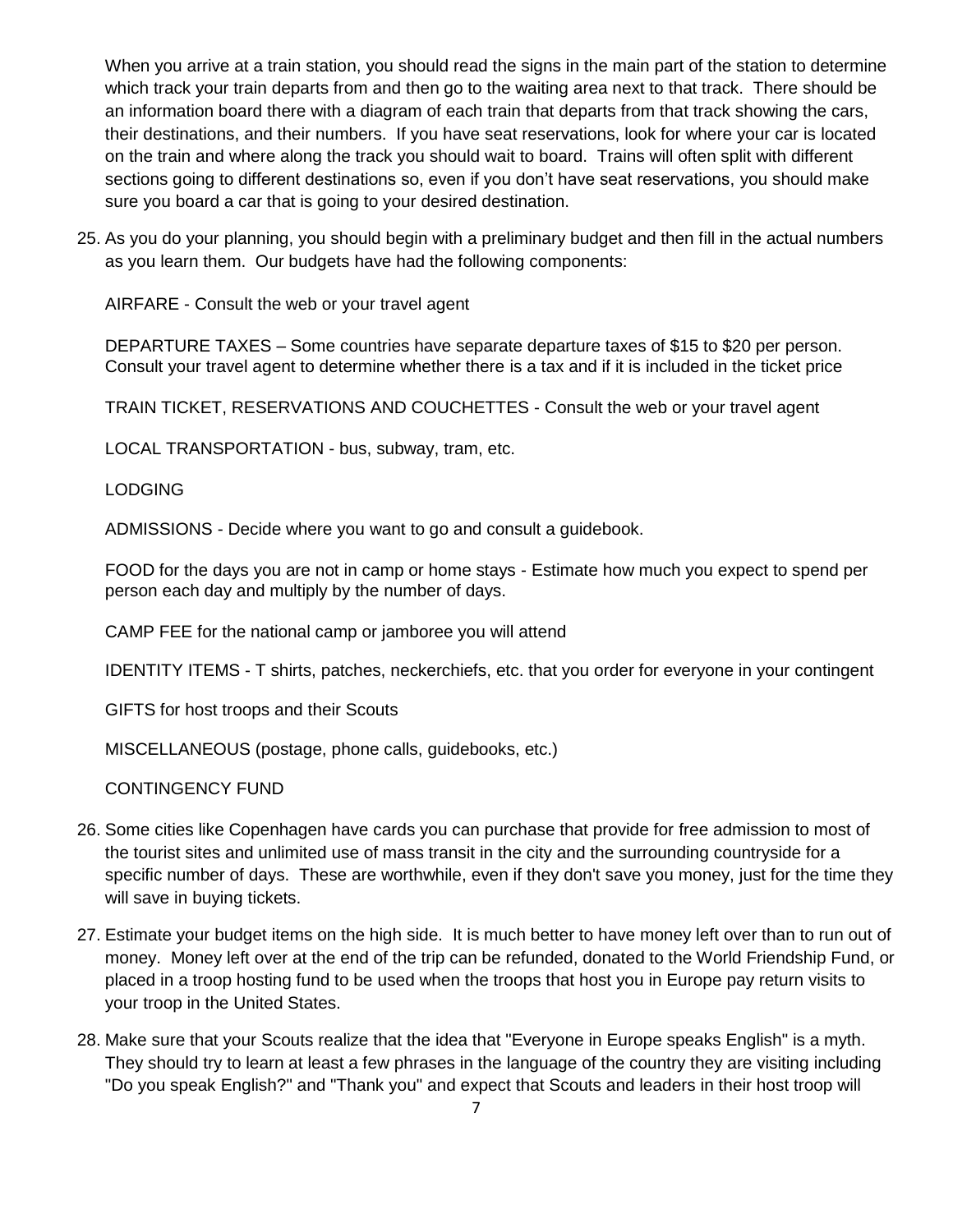When you arrive at a train station, you should read the signs in the main part of the station to determine which track your train departs from and then go to the waiting area next to that track. There should be an information board there with a diagram of each train that departs from that track showing the cars, their destinations, and their numbers. If you have seat reservations, look for where your car is located on the train and where along the track you should wait to board. Trains will often split with different sections going to different destinations so, even if you don't have seat reservations, you should make sure you board a car that is going to your desired destination.

25. As you do your planning, you should begin with a preliminary budget and then fill in the actual numbers as you learn them. Our budgets have had the following components:

    AIRFARE - Consult the web or your travel agent

    DEPARTURE TAXES – Some countries have separate departure taxes of $15 to $20 per person. Consult your travel agent to determine whether there is a tax and if it is included in the ticket price

    TRAIN TICKET, RESERVATIONS AND COUCHETTES - Consult the web or your travel agent

    LOCAL TRANSPORTATION - bus, subway, tram, etc.

    LODGING

    ADMISSIONS - Decide where you want to go and consult a guidebook.

    FOOD for the days you are not in camp or home stays - Estimate how much you expect to spend per person each day and multiply by the number of days.

    CAMP FEE for the national camp or jamboree you will attend

    IDENTITY ITEMS - T shirts, patches, neckerchiefs, etc. that you order for everyone in your contingent

    GIFTS for host troops and their Scouts

    MISCELLANEOUS (postage, phone calls, guidebooks, etc.)

    CONTINGENCY FUND

26. Some cities like Copenhagen have cards you can purchase that provide for free admission to most of the tourist sites and unlimited use of mass transit in the city and the surrounding countryside for a specific number of days. These are worthwhile, even if they don't save you money, just for the time they will save in buying tickets.

27. Estimate your budget items on the high side. It is much better to have money left over than to run out of money. Money left over at the end of the trip can be refunded, donated to the World Friendship Fund, or placed in a troop hosting fund to be used when the troops that host you in Europe pay return visits to your troop in the United States.

28. Make sure that your Scouts realize that the idea that "Everyone in Europe speaks English" is a myth. They should try to learn at least a few phrases in the language of the country they are visiting including "Do you speak English?" and "Thank you" and expect that Scouts and leaders in their host troop will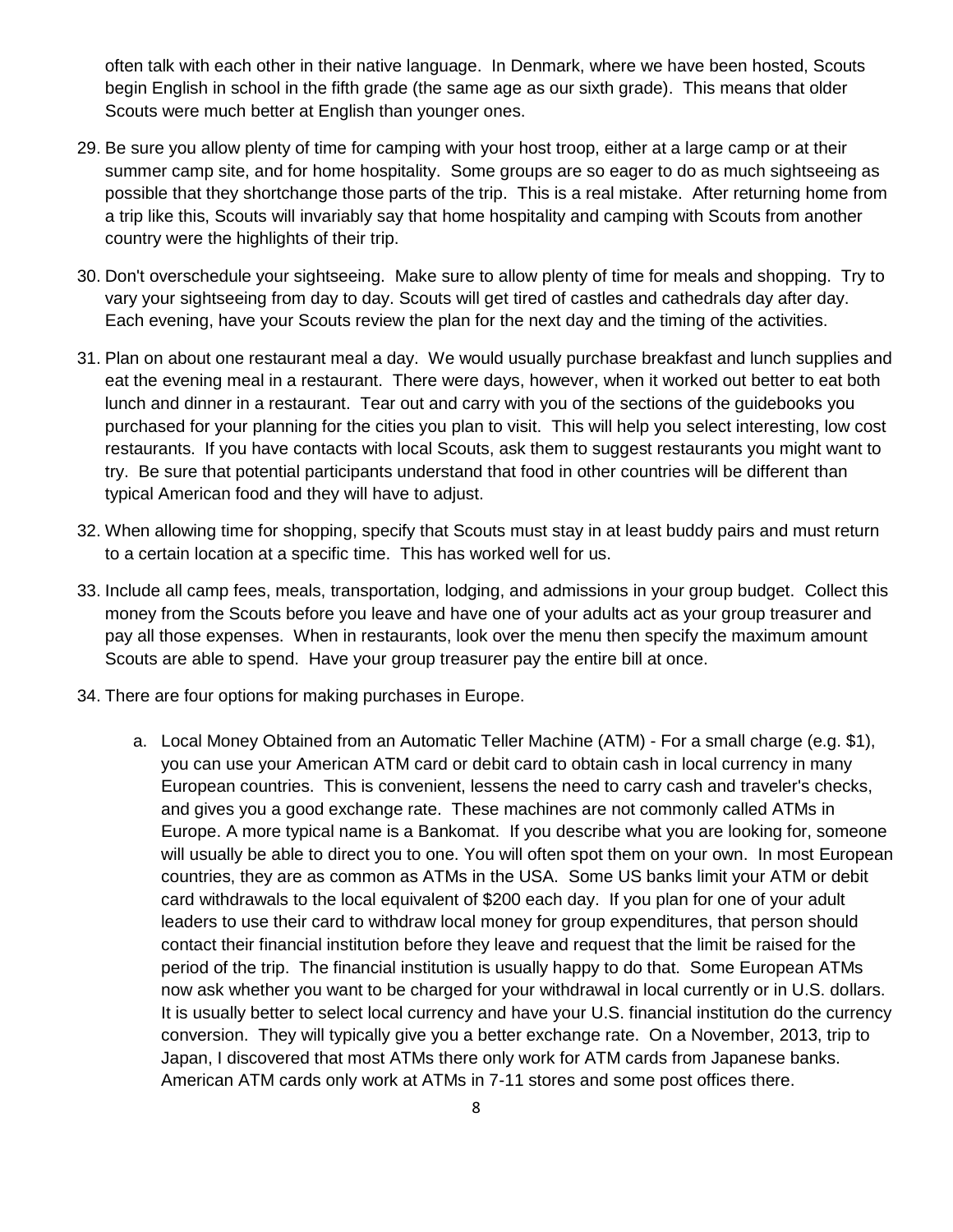often talk with each other in their native language. In Denmark, where we have been hosted, Scouts begin English in school in the fifth grade (the same age as our sixth grade). This means that older Scouts were much better at English than younger ones.

29. Be sure you allow plenty of time for camping with your host troop, either at a large camp or at their summer camp site, and for home hospitality. Some groups are so eager to do as much sightseeing as possible that they shortchange those parts of the trip. This is a real mistake. After returning home from a trip like this, Scouts will invariably say that home hospitality and camping with Scouts from another country were the highlights of their trip.

30. Don't overschedule your sightseeing. Make sure to allow plenty of time for meals and shopping. Try to vary your sightseeing from day to day. Scouts will get tired of castles and cathedrals day after day. Each evening, have your Scouts review the plan for the next day and the timing of the activities.

31. Plan on about one restaurant meal a day. We would usually purchase breakfast and lunch supplies and eat the evening meal in a restaurant. There were days, however, when it worked out better to eat both lunch and dinner in a restaurant. Tear out and carry with you of the sections of the guidebooks you purchased for your planning for the cities you plan to visit. This will help you select interesting, low cost restaurants. If you have contacts with local Scouts, ask them to suggest restaurants you might want to try. Be sure that potential participants understand that food in other countries will be different than typical American food and they will have to adjust.

32. When allowing time for shopping, specify that Scouts must stay in at least buddy pairs and must return to a certain location at a specific time. This has worked well for us.

33. Include all camp fees, meals, transportation, lodging, and admissions in your group budget. Collect this money from the Scouts before you leave and have one of your adults act as your group treasurer and pay all those expenses. When in restaurants, look over the menu then specify the maximum amount Scouts are able to spend. Have your group treasurer pay the entire bill at once.

34. There are four options for making purchases in Europe.

    a. Local Money Obtained from an Automatic Teller Machine (ATM) - For a small charge (e.g. $1), you can use your American ATM card or debit card to obtain cash in local currency in many European countries. This is convenient, lessens the need to carry cash and traveler's checks, and gives you a good exchange rate. These machines are not commonly called ATMs in Europe. A more typical name is a Bankomat. If you describe what you are looking for, someone will usually be able to direct you to one. You will often spot them on your own. In most European countries, they are as common as ATMs in the USA. Some US banks limit your ATM or debit card withdrawals to the local equivalent of $200 each day. If you plan for one of your adult leaders to use their card to withdraw local money for group expenditures, that person should contact their financial institution before they leave and request that the limit be raised for the period of the trip. The financial institution is usually happy to do that. Some European ATMs now ask whether you want to be charged for your withdrawal in local currently or in U.S. dollars. It is usually better to select local currency and have your U.S. financial institution do the currency conversion. They will typically give you a better exchange rate. On a November, 2013, trip to Japan, I discovered that most ATMs there only work for ATM cards from Japanese banks. American ATM cards only work at ATMs in 7-11 stores and some post offices there.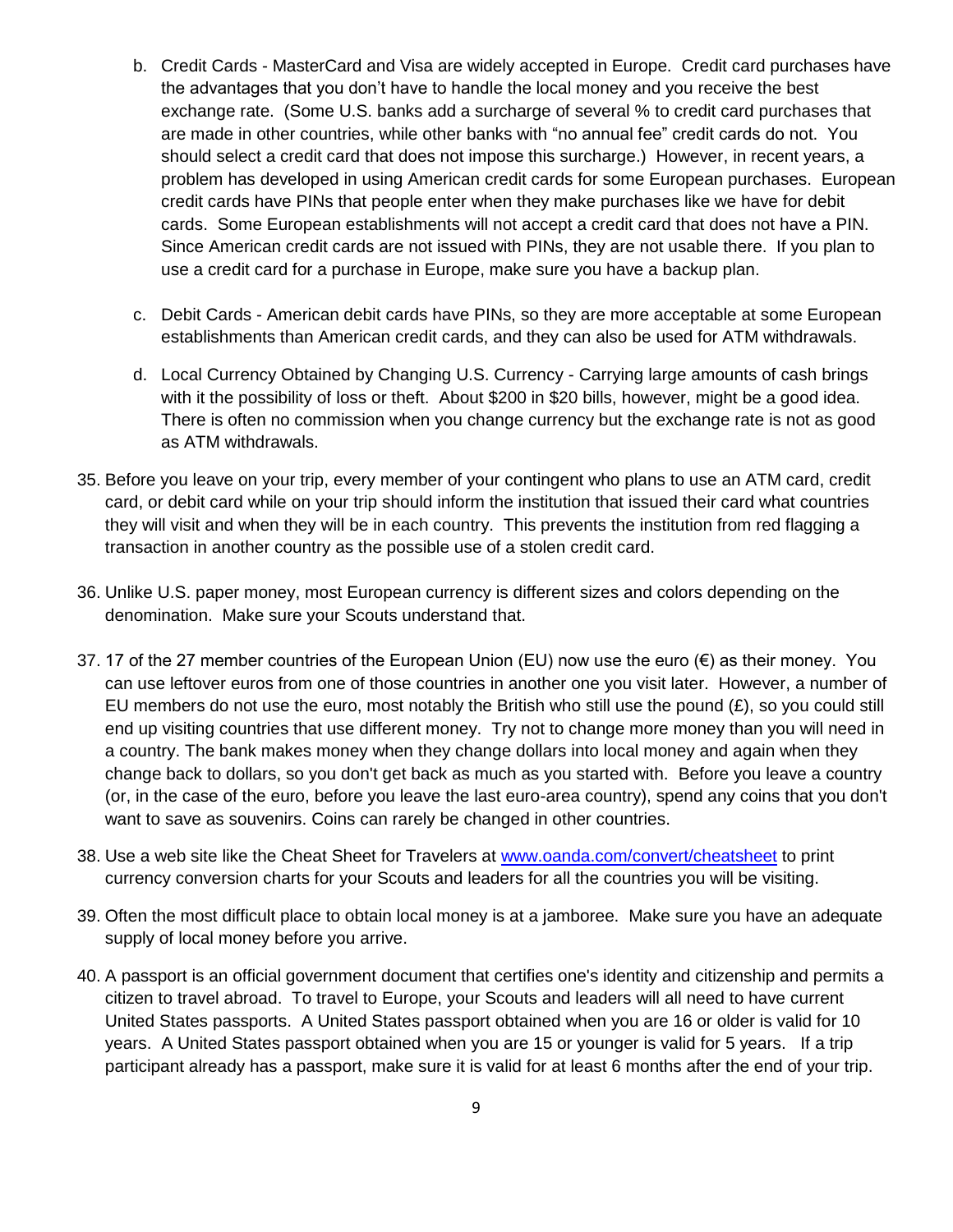b. Credit Cards - MasterCard and Visa are widely accepted in Europe. Credit card purchases have the advantages that you don't have to handle the local money and you receive the best exchange rate. (Some U.S. banks add a surcharge of several % to credit card purchases that are made in other countries, while other banks with "no annual fee" credit cards do not. You should select a credit card that does not impose this surcharge.) However, in recent years, a problem has developed in using American credit cards for some European purchases. European credit cards have PINs that people enter when they make purchases like we have for debit cards. Some European establishments will not accept a credit card that does not have a PIN. Since American credit cards are not issued with PINs, they are not usable there. If you plan to use a credit card for a purchase in Europe, make sure you have a backup plan.

c. Debit Cards - American debit cards have PINs, so they are more acceptable at some European establishments than American credit cards, and they can also be used for ATM withdrawals.

d. Local Currency Obtained by Changing U.S. Currency - Carrying large amounts of cash brings with it the possibility of loss or theft. About $200 in $20 bills, however, might be a good idea. There is often no commission when you change currency but the exchange rate is not as good as ATM withdrawals.

35. Before you leave on your trip, every member of your contingent who plans to use an ATM card, credit card, or debit card while on your trip should inform the institution that issued their card what countries they will visit and when they will be in each country. This prevents the institution from red flagging a transaction in another country as the possible use of a stolen credit card.

36. Unlike U.S. paper money, most European currency is different sizes and colors depending on the denomination. Make sure your Scouts understand that.

37. 17 of the 27 member countries of the European Union (EU) now use the euro (€) as their money. You can use leftover euros from one of those countries in another one you visit later. However, a number of EU members do not use the euro, most notably the British who still use the pound (£), so you could still end up visiting countries that use different money. Try not to change more money than you will need in a country. The bank makes money when they change dollars into local money and again when they change back to dollars, so you don't get back as much as you started with. Before you leave a country (or, in the case of the euro, before you leave the last euro-area country), spend any coins that you don't want to save as souvenirs. Coins can rarely be changed in other countries.

38. Use a web site like the Cheat Sheet for Travelers at [www.oanda.com/convert/cheatsheet](www.oanda.com/convert/cheatsheet) to print currency conversion charts for your Scouts and leaders for all the countries you will be visiting.

39. Often the most difficult place to obtain local money is at a jamboree. Make sure you have an adequate supply of local money before you arrive.

40. A passport is an official government document that certifies one's identity and citizenship and permits a citizen to travel abroad. To travel to Europe, your Scouts and leaders will all need to have current United States passports. A United States passport obtained when you are 16 or older is valid for 10 years. A United States passport obtained when you are 15 or younger is valid for 5 years. If a trip participant already has a passport, make sure it is valid for at least 6 months after the end of your trip.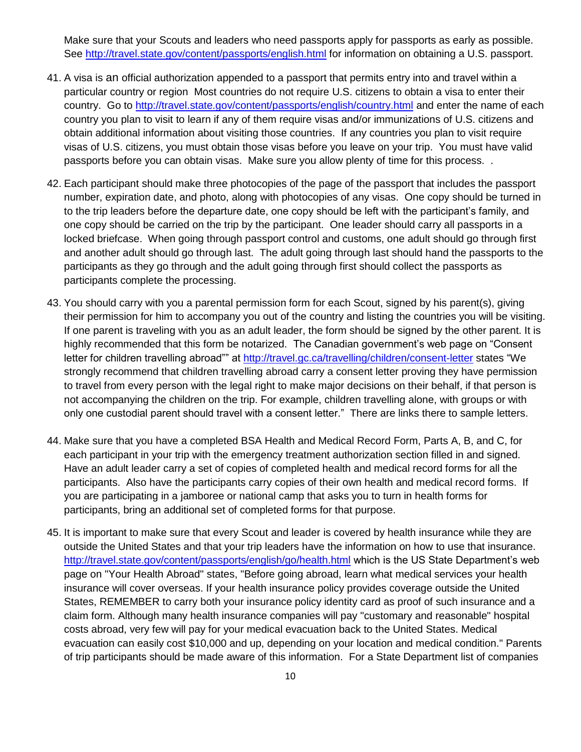Make sure that your Scouts and leaders who need passports apply for passports as early as possible. See http://travel.state.gov/content/passports/english.html for information on obtaining a U.S. passport.

41. A visa is an official authorization appended to a passport that permits entry into and travel within a particular country or region Most countries do not require U.S. citizens to obtain a visa to enter their country. Go to http://travel.state.gov/content/passports/english/country.html and enter the name of each country you plan to visit to learn if any of them require visas and/or immunizations of U.S. citizens and obtain additional information about visiting those countries. If any countries you plan to visit require visas of U.S. citizens, you must obtain those visas before you leave on your trip. You must have valid passports before you can obtain visas. Make sure you allow plenty of time for this process. .

42. Each participant should make three photocopies of the page of the passport that includes the passport number, expiration date, and photo, along with photocopies of any visas. One copy should be turned in to the trip leaders before the departure date, one copy should be left with the participant's family, and one copy should be carried on the trip by the participant. One leader should carry all passports in a locked briefcase. When going through passport control and customs, one adult should go through first and another adult should go through last. The adult going through last should hand the passports to the participants as they go through and the adult going through first should collect the passports as participants complete the processing.

43. You should carry with you a parental permission form for each Scout, signed by his parent(s), giving their permission for him to accompany you out of the country and listing the countries you will be visiting. If one parent is traveling with you as an adult leader, the form should be signed by the other parent. It is highly recommended that this form be notarized. The Canadian government's web page on "Consent letter for children travelling abroad"" at http://travel.gc.ca/travelling/children/consent-letter states "We strongly recommend that children travelling abroad carry a consent letter proving they have permission to travel from every person with the legal right to make major decisions on their behalf, if that person is not accompanying the children on the trip. For example, children travelling alone, with groups or with only one custodial parent should travel with a consent letter." There are links there to sample letters.

44. Make sure that you have a completed BSA Health and Medical Record Form, Parts A, B, and C, for each participant in your trip with the emergency treatment authorization section filled in and signed. Have an adult leader carry a set of copies of completed health and medical record forms for all the participants. Also have the participants carry copies of their own health and medical record forms. If you are participating in a jamboree or national camp that asks you to turn in health forms for participants, bring an additional set of completed forms for that purpose.

45. It is important to make sure that every Scout and leader is covered by health insurance while they are outside the United States and that your trip leaders have the information on how to use that insurance. http://travel.state.gov/content/passports/english/go/health.html which is the US State Department's web page on "Your Health Abroad" states, "Before going abroad, learn what medical services your health insurance will cover overseas. If your health insurance policy provides coverage outside the United States, REMEMBER to carry both your insurance policy identity card as proof of such insurance and a claim form. Although many health insurance companies will pay "customary and reasonable" hospital costs abroad, very few will pay for your medical evacuation back to the United States. Medical evacuation can easily cost $10,000 and up, depending on your location and medical condition." Parents of trip participants should be made aware of this information. For a State Department list of companies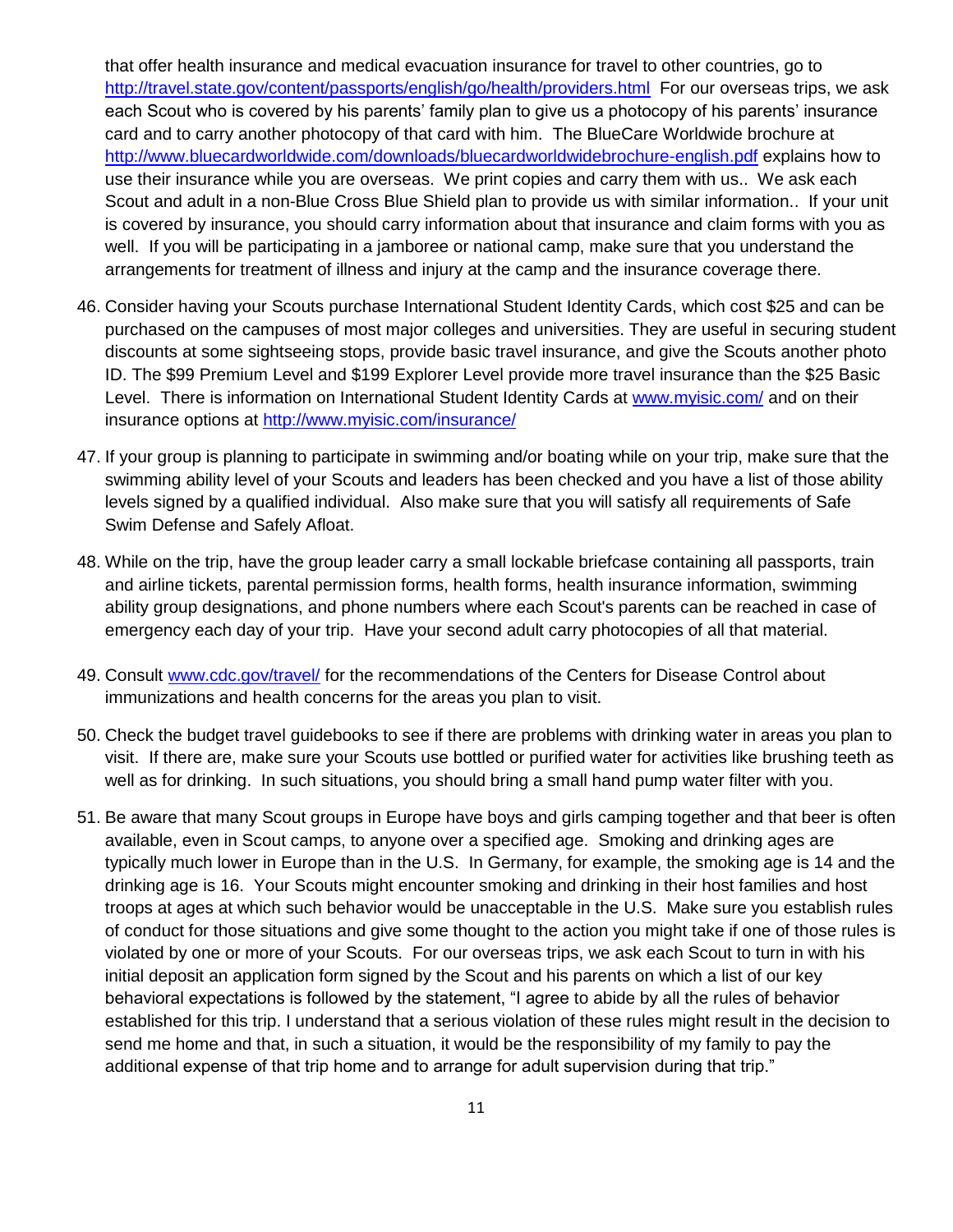that offer health insurance and medical evacuation insurance for travel to other countries, go to http://travel.state.gov/content/passports/english/go/health/providers.html For our overseas trips, we ask each Scout who is covered by his parents' family plan to give us a photocopy of his parents' insurance card and to carry another photocopy of that card with him. The BlueCare Worldwide brochure at http://www.bluecardworldwide.com/downloads/bluecardworldwidebrochure-english.pdf explains how to use their insurance while you are overseas. We print copies and carry them with us.. We ask each Scout and adult in a non-Blue Cross Blue Shield plan to provide us with similar information.. If your unit is covered by insurance, you should carry information about that insurance and claim forms with you as well. If you will be participating in a jamboree or national camp, make sure that you understand the arrangements for treatment of illness and injury at the camp and the insurance coverage there.

46. Consider having your Scouts purchase International Student Identity Cards, which cost $25 and can be purchased on the campuses of most major colleges and universities. They are useful in securing student discounts at some sightseeing stops, provide basic travel insurance, and give the Scouts another photo ID. The $99 Premium Level and $199 Explorer Level provide more travel insurance than the $25 Basic Level. There is information on International Student Identity Cards at www.myisic.com/ and on their insurance options at http://www.myisic.com/insurance/

47. If your group is planning to participate in swimming and/or boating while on your trip, make sure that the swimming ability level of your Scouts and leaders has been checked and you have a list of those ability levels signed by a qualified individual. Also make sure that you will satisfy all requirements of Safe Swim Defense and Safely Afloat.

48. While on the trip, have the group leader carry a small lockable briefcase containing all passports, train and airline tickets, parental permission forms, health forms, health insurance information, swimming ability group designations, and phone numbers where each Scout's parents can be reached in case of emergency each day of your trip. Have your second adult carry photocopies of all that material.

49. Consult www.cdc.gov/travel/ for the recommendations of the Centers for Disease Control about immunizations and health concerns for the areas you plan to visit.

50. Check the budget travel guidebooks to see if there are problems with drinking water in areas you plan to visit. If there are, make sure your Scouts use bottled or purified water for activities like brushing teeth as well as for drinking. In such situations, you should bring a small hand pump water filter with you.

51. Be aware that many Scout groups in Europe have boys and girls camping together and that beer is often available, even in Scout camps, to anyone over a specified age. Smoking and drinking ages are typically much lower in Europe than in the U.S. In Germany, for example, the smoking age is 14 and the drinking age is 16. Your Scouts might encounter smoking and drinking in their host families and host troops at ages at which such behavior would be unacceptable in the U.S. Make sure you establish rules of conduct for those situations and give some thought to the action you might take if one of those rules is violated by one or more of your Scouts. For our overseas trips, we ask each Scout to turn in with his initial deposit an application form signed by the Scout and his parents on which a list of our key behavioral expectations is followed by the statement, "I agree to abide by all the rules of behavior established for this trip. I understand that a serious violation of these rules might result in the decision to send me home and that, in such a situation, it would be the responsibility of my family to pay the additional expense of that trip home and to arrange for adult supervision during that trip."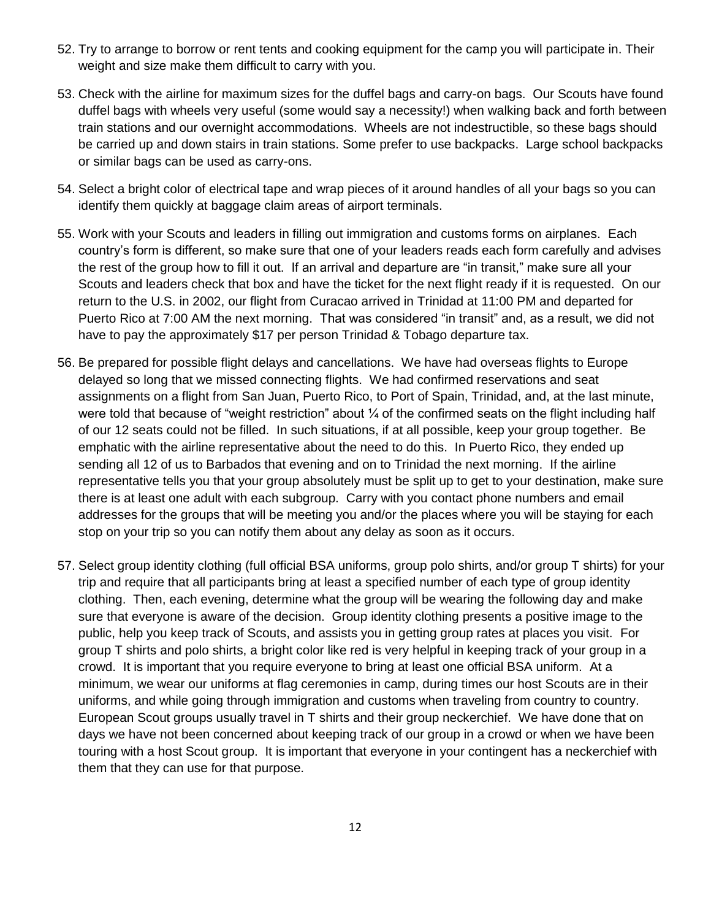52. Try to arrange to borrow or rent tents and cooking equipment for the camp you will participate in. Their weight and size make them difficult to carry with you.

53. Check with the airline for maximum sizes for the duffel bags and carry-on bags. Our Scouts have found duffel bags with wheels very useful (some would say a necessity!) when walking back and forth between train stations and our overnight accommodations. Wheels are not indestructible, so these bags should be carried up and down stairs in train stations. Some prefer to use backpacks. Large school backpacks or similar bags can be used as carry-ons.

54. Select a bright color of electrical tape and wrap pieces of it around handles of all your bags so you can identify them quickly at baggage claim areas of airport terminals.

55. Work with your Scouts and leaders in filling out immigration and customs forms on airplanes. Each country's form is different, so make sure that one of your leaders reads each form carefully and advises the rest of the group how to fill it out. If an arrival and departure are "in transit," make sure all your Scouts and leaders check that box and have the ticket for the next flight ready if it is requested. On our return to the U.S. in 2002, our flight from Curacao arrived in Trinidad at 11:00 PM and departed for Puerto Rico at 7:00 AM the next morning. That was considered "in transit" and, as a result, we did not have to pay the approximately $17 per person Trinidad & Tobago departure tax.

56. Be prepared for possible flight delays and cancellations. We have had overseas flights to Europe delayed so long that we missed connecting flights. We had confirmed reservations and seat assignments on a flight from San Juan, Puerto Rico, to Port of Spain, Trinidad, and, at the last minute, were told that because of "weight restriction" about ¼ of the confirmed seats on the flight including half of our 12 seats could not be filled. In such situations, if at all possible, keep your group together. Be emphatic with the airline representative about the need to do this. In Puerto Rico, they ended up sending all 12 of us to Barbados that evening and on to Trinidad the next morning. If the airline representative tells you that your group absolutely must be split up to get to your destination, make sure there is at least one adult with each subgroup. Carry with you contact phone numbers and email addresses for the groups that will be meeting you and/or the places where you will be staying for each stop on your trip so you can notify them about any delay as soon as it occurs.

57. Select group identity clothing (full official BSA uniforms, group polo shirts, and/or group T shirts) for your trip and require that all participants bring at least a specified number of each type of group identity clothing. Then, each evening, determine what the group will be wearing the following day and make sure that everyone is aware of the decision. Group identity clothing presents a positive image to the public, help you keep track of Scouts, and assists you in getting group rates at places you visit. For group T shirts and polo shirts, a bright color like red is very helpful in keeping track of your group in a crowd. It is important that you require everyone to bring at least one official BSA uniform. At a minimum, we wear our uniforms at flag ceremonies in camp, during times our host Scouts are in their uniforms, and while going through immigration and customs when traveling from country to country. European Scout groups usually travel in T shirts and their group neckerchief. We have done that on days we have not been concerned about keeping track of our group in a crowd or when we have been touring with a host Scout group. It is important that everyone in your contingent has a neckerchief with them that they can use for that purpose.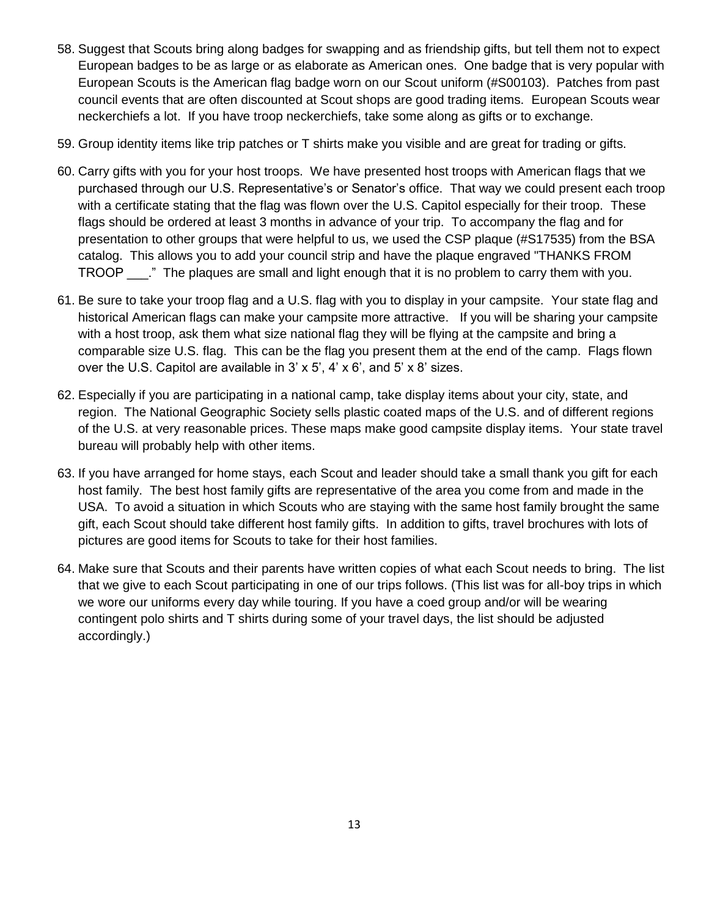58. Suggest that Scouts bring along badges for swapping and as friendship gifts, but tell them not to expect European badges to be as large or as elaborate as American ones. One badge that is very popular with European Scouts is the American flag badge worn on our Scout uniform (#S00103). Patches from past council events that are often discounted at Scout shops are good trading items. European Scouts wear neckerchiefs a lot. If you have troop neckerchiefs, take some along as gifts or to exchange.

59. Group identity items like trip patches or T shirts make you visible and are great for trading or gifts.

60. Carry gifts with you for your host troops. We have presented host troops with American flags that we purchased through our U.S. Representative's or Senator's office. That way we could present each troop with a certificate stating that the flag was flown over the U.S. Capitol especially for their troop. These flags should be ordered at least 3 months in advance of your trip. To accompany the flag and for presentation to other groups that were helpful to us, we used the CSP plaque (#S17535) from the BSA catalog. This allows you to add your council strip and have the plaque engraved "THANKS FROM TROOP ___." The plaques are small and light enough that it is no problem to carry them with you.

61. Be sure to take your troop flag and a U.S. flag with you to display in your campsite. Your state flag and historical American flags can make your campsite more attractive. If you will be sharing your campsite with a host troop, ask them what size national flag they will be flying at the campsite and bring a comparable size U.S. flag. This can be the flag you present them at the end of the camp. Flags flown over the U.S. Capitol are available in 3' x 5', 4' x 6', and 5' x 8' sizes.

62. Especially if you are participating in a national camp, take display items about your city, state, and region. The National Geographic Society sells plastic coated maps of the U.S. and of different regions of the U.S. at very reasonable prices. These maps make good campsite display items. Your state travel bureau will probably help with other items.

63. If you have arranged for home stays, each Scout and leader should take a small thank you gift for each host family. The best host family gifts are representative of the area you come from and made in the USA. To avoid a situation in which Scouts who are staying with the same host family brought the same gift, each Scout should take different host family gifts. In addition to gifts, travel brochures with lots of pictures are good items for Scouts to take for their host families.

64. Make sure that Scouts and their parents have written copies of what each Scout needs to bring. The list that we give to each Scout participating in one of our trips follows. (This list was for all-boy trips in which we wore our uniforms every day while touring. If you have a coed group and/or will be wearing contingent polo shirts and T shirts during some of your travel days, the list should be adjusted accordingly.)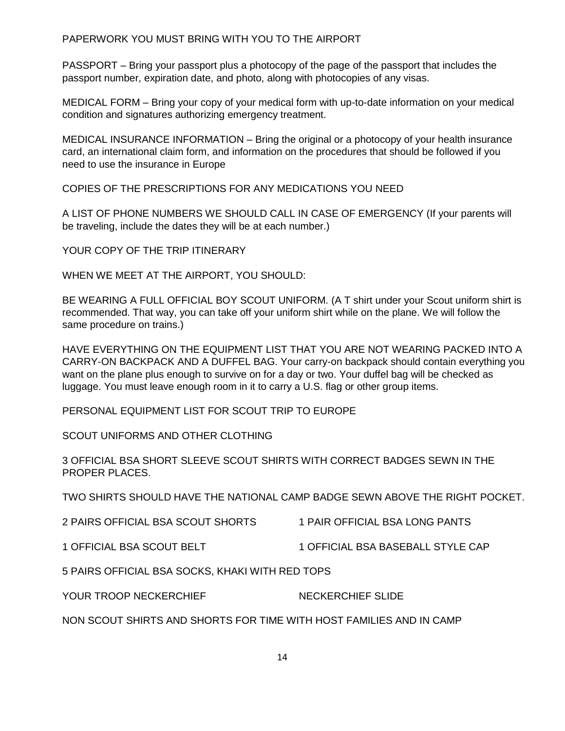## PAPERWORK YOU MUST BRING WITH YOU TO THE AIRPORT

PASSPORT – Bring your passport plus a photocopy of the page of the passport that includes the passport number, expiration date, and photo, along with photocopies of any visas.

MEDICAL FORM – Bring your copy of your medical form with up-to-date information on your medical condition and signatures authorizing emergency treatment.

MEDICAL INSURANCE INFORMATION – Bring the original or a photocopy of your health insurance card, an international claim form, and information on the procedures that should be followed if you need to use the insurance in Europe

COPIES OF THE PRESCRIPTIONS FOR ANY MEDICATIONS YOU NEED

A LIST OF PHONE NUMBERS WE SHOULD CALL IN CASE OF EMERGENCY (If your parents will be traveling, include the dates they will be at each number.)

YOUR COPY OF THE TRIP ITINERARY

## WHEN WE MEET AT THE AIRPORT, YOU SHOULD:

BE WEARING A FULL OFFICIAL BOY SCOUT UNIFORM. (A T shirt under your Scout uniform shirt is recommended. That way, you can take off your uniform shirt while on the plane. We will follow the same procedure on trains.)

HAVE EVERYTHING ON THE EQUIPMENT LIST THAT YOU ARE NOT WEARING PACKED INTO A CARRY-ON BACKPACK AND A DUFFEL BAG. Your carry-on backpack should contain everything you want on the plane plus enough to survive on for a day or two. Your duffel bag will be checked as luggage. You must leave enough room in it to carry a U.S. flag or other group items.

## PERSONAL EQUIPMENT LIST FOR SCOUT TRIP TO EUROPE

### SCOUT UNIFORMS AND OTHER CLOTHING

3 OFFICIAL BSA SHORT SLEEVE SCOUT SHIRTS WITH CORRECT BADGES SEWN IN THE PROPER PLACES.

TWO SHIRTS SHOULD HAVE THE NATIONAL CAMP BADGE SEWN ABOVE THE RIGHT POCKET.

2 PAIRS OFFICIAL BSA SCOUT SHORTS

1 PAIR OFFICIAL BSA LONG PANTS

1 OFFICIAL BSA SCOUT BELT

1 OFFICIAL BSA BASEBALL STYLE CAP

5 PAIRS OFFICIAL BSA SOCKS, KHAKI WITH RED TOPS

YOUR TROOP NECKERCHIEF

NECKERCHIEF SLIDE

NON SCOUT SHIRTS AND SHORTS FOR TIME WITH HOST FAMILIES AND IN CAMP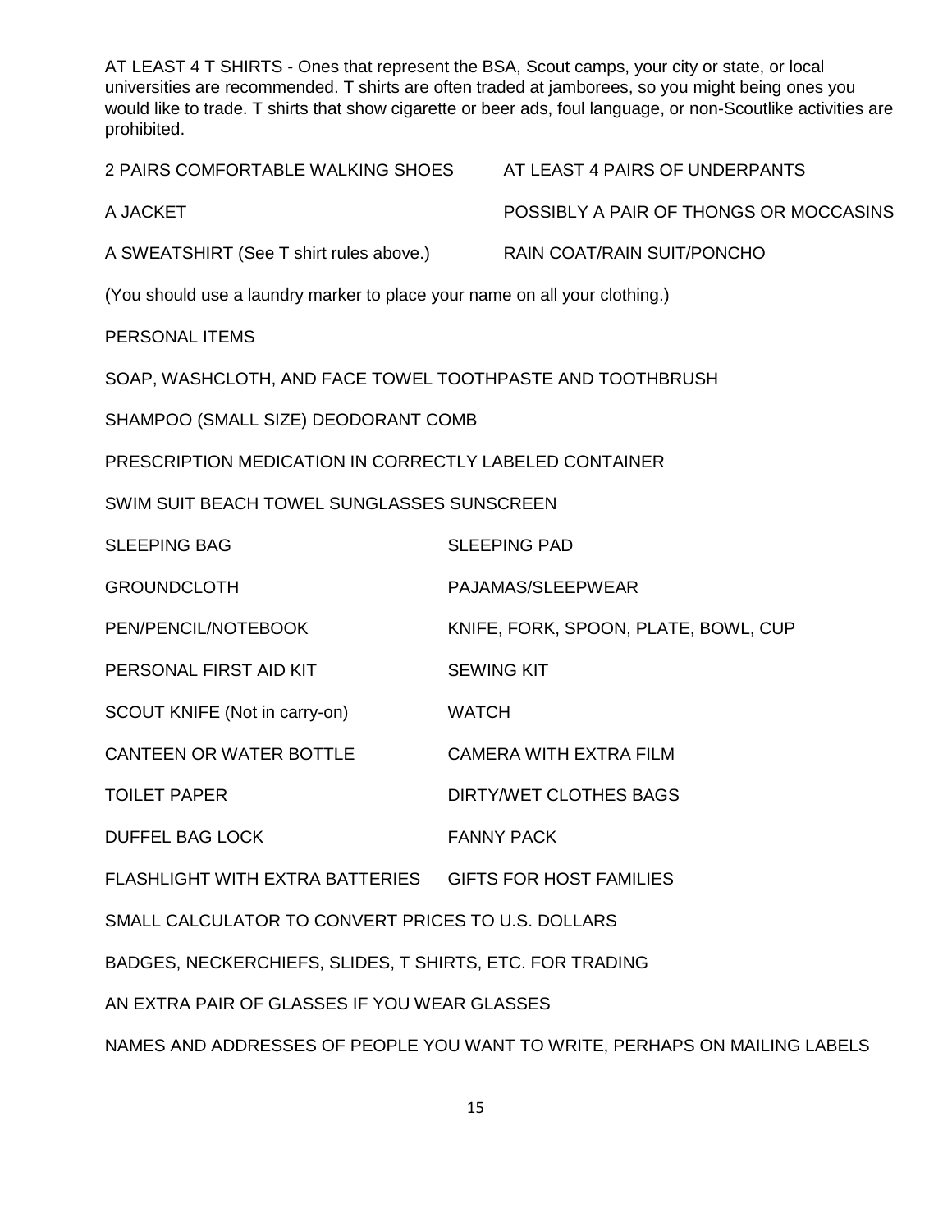AT LEAST 4 T SHIRTS - Ones that represent the BSA, Scout camps, your city or state, or local universities are recommended. T shirts are often traded at jamborees, so you might being ones you would like to trade. T shirts that show cigarette or beer ads, foul language, or non-Scoutlike activities are prohibited.

2 PAIRS COMFORTABLE WALKING SHOES

AT LEAST 4 PAIRS OF UNDERPANTS

A JACKET

POSSIBLY A PAIR OF THONGS OR MOCCASINS

A SWEATSHIRT (See T shirt rules above.)

RAIN COAT/RAIN SUIT/PONCHO

(You should use a laundry marker to place your name on all your clothing.)

PERSONAL ITEMS

SOAP, WASHCLOTH, AND FACE TOWEL TOOTHPASTE AND TOOTHBRUSH

SHAMPOO (SMALL SIZE) DEODORANT COMB

PRESCRIPTION MEDICATION IN CORRECTLY LABELED CONTAINER

SWIM SUIT BEACH TOWEL SUNGLASSES SUNSCREEN

SLEEPING BAG

SLEEPING PAD

GROUNDCLOTH

PAJAMAS/SLEEPWEAR

PEN/PENCIL/NOTEBOOK

KNIFE, FORK, SPOON, PLATE, BOWL, CUP

PERSONAL FIRST AID KIT

SEWING KIT

SCOUT KNIFE (Not in carry-on)

WATCH

CANTEEN OR WATER BOTTLE

CAMERA WITH EXTRA FILM

TOILET PAPER

DIRTY/WET CLOTHES BAGS

DUFFEL BAG LOCK

FANNY PACK

FLASHLIGHT WITH EXTRA BATTERIES

GIFTS FOR HOST FAMILIES

SMALL CALCULATOR TO CONVERT PRICES TO U.S. DOLLARS

BADGES, NECKERCHIEFS, SLIDES, T SHIRTS, ETC. FOR TRADING

AN EXTRA PAIR OF GLASSES IF YOU WEAR GLASSES

NAMES AND ADDRESSES OF PEOPLE YOU WANT TO WRITE, PERHAPS ON MAILING LABELS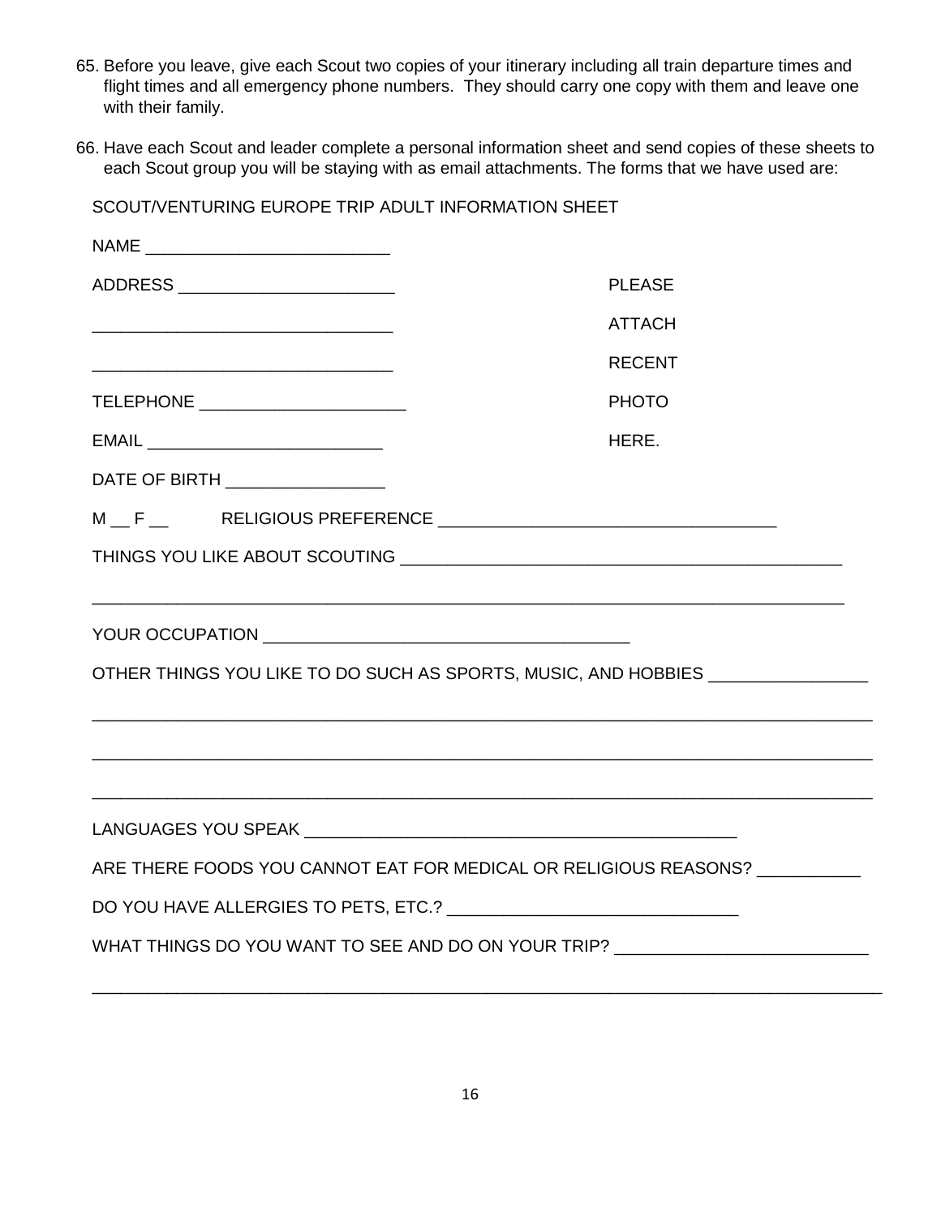65. Before you leave, give each Scout two copies of your itinerary including all train departure times and flight times and all emergency phone numbers. They should carry one copy with them and leave one with their family.

66. Have each Scout and leader complete a personal information sheet and send copies of these sheets to each Scout group you will be staying with as email attachments. The forms that we have used are:

SCOUT/VENTURING EUROPE TRIP ADULT INFORMATION SHEET

NAME ___________________________

ADDRESS ________________________

________________________________

________________________________

TELEPHONE ______________________

EMAIL __________________________

PLEASE ATTACH RECENT PHOTO HERE.

DATE OF BIRTH _________________

M __ F __ RELIGIOUS PREFERENCE ___________________________________

THINGS YOU LIKE ABOUT SCOUTING _______________________________________________

_______________________________________________________________________________

YOUR OCCUPATION ______________________________________

OTHER THINGS YOU LIKE TO DO SUCH AS SPORTS, MUSIC, AND HOBBIES ________________

_______________________________________________________________________________

_______________________________________________________________________________

_______________________________________________________________________________

LANGUAGES YOU SPEAK _______________________________________________

ARE THERE FOODS YOU CANNOT EAT FOR MEDICAL OR RELIGIOUS REASONS? ___________

DO YOU HAVE ALLERGIES TO PETS, ETC.? ______________________________

WHAT THINGS DO YOU WANT TO SEE AND DO ON YOUR TRIP? __________________________

_______________________________________________________________________________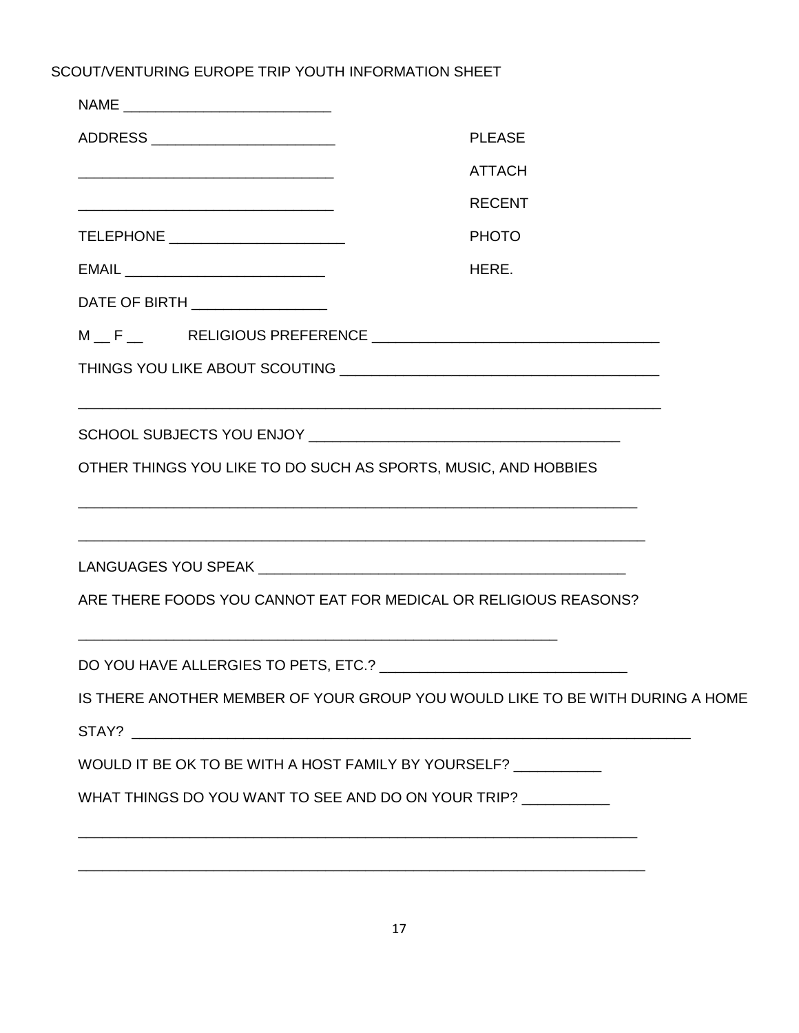SCOUT/VENTURING EUROPE TRIP YOUTH INFORMATION SHEET

NAME __________________________

ADDRESS _______________________

________________________________

________________________________

TELEPHONE ______________________

EMAIL _________________________

DATE OF BIRTH _________________

PLEASE ATTACH RECENT PHOTO HERE.

M __ F __ RELIGIOUS PREFERENCE ___________________________________

THINGS YOU LIKE ABOUT SCOUTING _______________________________________

__________________________________________________________________________

SCHOOL SUBJECTS YOU ENJOY _______________________________________

OTHER THINGS YOU LIKE TO DO SUCH AS SPORTS, MUSIC, AND HOBBIES

________________________________________________________________________

________________________________________________________________________

LANGUAGES YOU SPEAK ______________________________________________

ARE THERE FOODS YOU CANNOT EAT FOR MEDICAL OR RELIGIOUS REASONS?

______________________________________________________________

DO YOU HAVE ALLERGIES TO PETS, ETC.? ______________________________

IS THERE ANOTHER MEMBER OF YOUR GROUP YOU WOULD LIKE TO BE WITH DURING A HOME STAY? _______________________________________________________________________

WOULD IT BE OK TO BE WITH A HOST FAMILY BY YOURSELF? ___________

WHAT THINGS DO YOU WANT TO SEE AND DO ON YOUR TRIP? ___________

________________________________________________________________________

________________________________________________________________________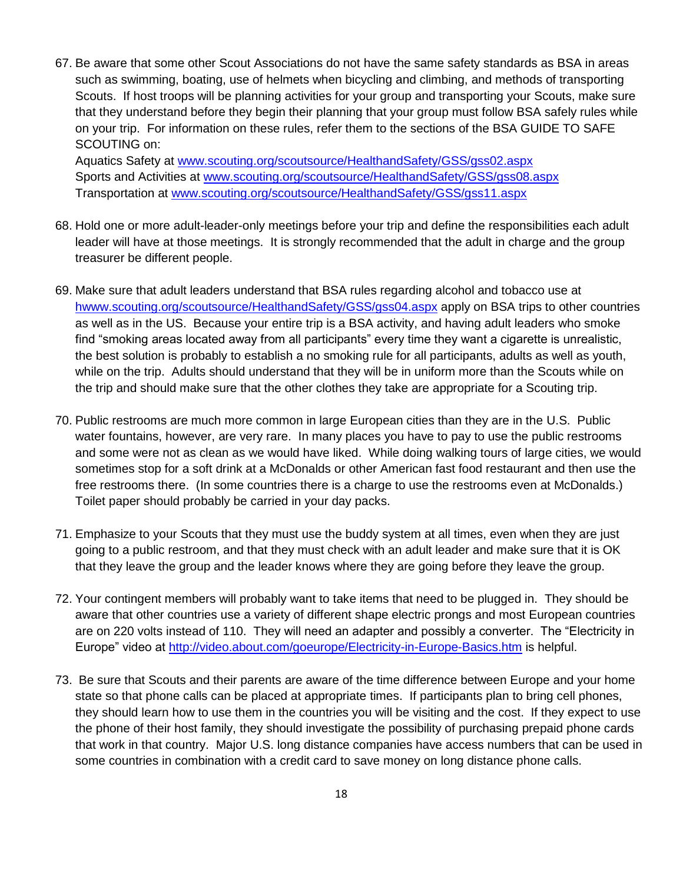67. Be aware that some other Scout Associations do not have the same safety standards as BSA in areas such as swimming, boating, use of helmets when bicycling and climbing, and methods of transporting Scouts. If host troops will be planning activities for your group and transporting your Scouts, make sure that they understand before they begin their planning that your group must follow BSA safely rules while on your trip. For information on these rules, refer them to the sections of the BSA GUIDE TO SAFE SCOUTING on:
   Aquatics Safety at www.scouting.org/scoutsource/HealthandSafety/GSS/gss02.aspx
   Sports and Activities at www.scouting.org/scoutsource/HealthandSafety/GSS/gss08.aspx
   Transportation at www.scouting.org/scoutsource/HealthandSafety/GSS/gss11.aspx

68. Hold one or more adult-leader-only meetings before your trip and define the responsibilities each adult leader will have at those meetings. It is strongly recommended that the adult in charge and the group treasurer be different people.

69. Make sure that adult leaders understand that BSA rules regarding alcohol and tobacco use at hwww.scouting.org/scoutsource/HealthandSafety/GSS/gss04.aspx apply on BSA trips to other countries as well as in the US. Because your entire trip is a BSA activity, and having adult leaders who smoke find "smoking areas located away from all participants" every time they want a cigarette is unrealistic, the best solution is probably to establish a no smoking rule for all participants, adults as well as youth, while on the trip. Adults should understand that they will be in uniform more than the Scouts while on the trip and should make sure that the other clothes they take are appropriate for a Scouting trip.

70. Public restrooms are much more common in large European cities than they are in the U.S. Public water fountains, however, are very rare. In many places you have to pay to use the public restrooms and some were not as clean as we would have liked. While doing walking tours of large cities, we would sometimes stop for a soft drink at a McDonalds or other American fast food restaurant and then use the free restrooms there. (In some countries there is a charge to use the restrooms even at McDonalds.) Toilet paper should probably be carried in your day packs.

71. Emphasize to your Scouts that they must use the buddy system at all times, even when they are just going to a public restroom, and that they must check with an adult leader and make sure that it is OK that they leave the group and the leader knows where they are going before they leave the group.

72. Your contingent members will probably want to take items that need to be plugged in. They should be aware that other countries use a variety of different shape electric prongs and most European countries are on 220 volts instead of 110. They will need an adapter and possibly a converter. The "Electricity in Europe" video at http://video.about.com/goeurope/Electricity-in-Europe-Basics.htm is helpful.

73. Be sure that Scouts and their parents are aware of the time difference between Europe and your home state so that phone calls can be placed at appropriate times. If participants plan to bring cell phones, they should learn how to use them in the countries you will be visiting and the cost. If they expect to use the phone of their host family, they should investigate the possibility of purchasing prepaid phone cards that work in that country. Major U.S. long distance companies have access numbers that can be used in some countries in combination with a credit card to save money on long distance phone calls.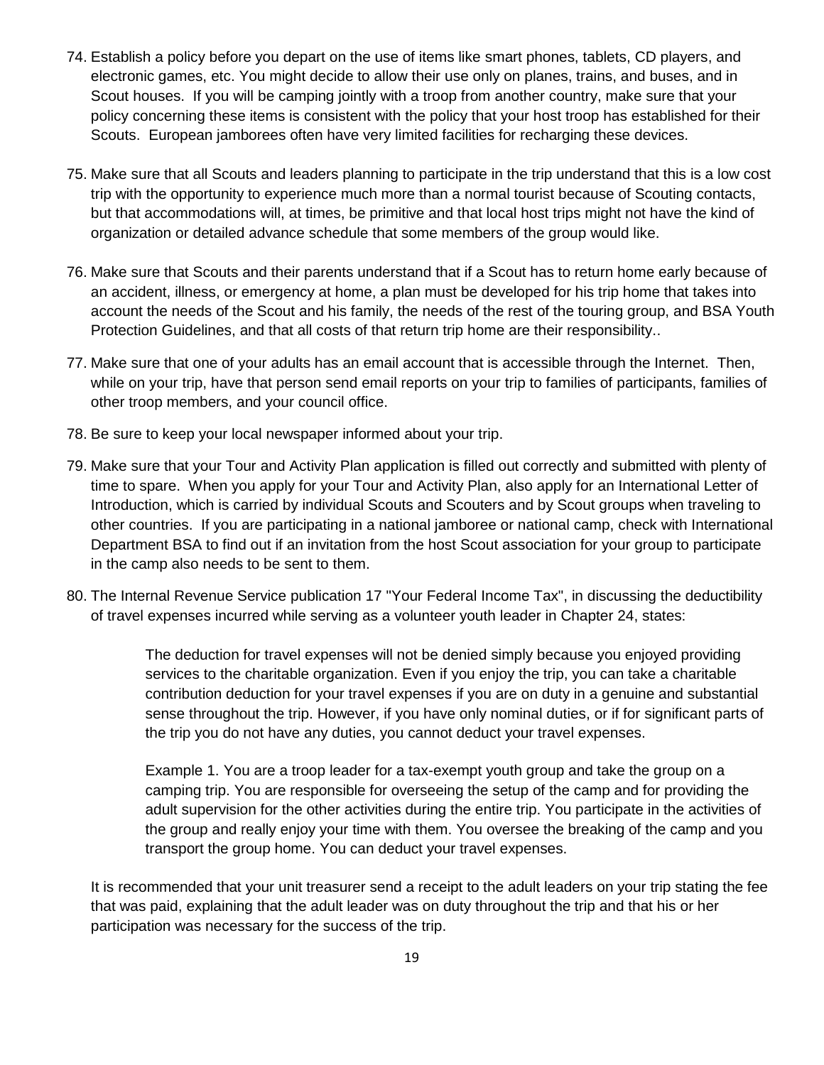74. Establish a policy before you depart on the use of items like smart phones, tablets, CD players, and electronic games, etc. You might decide to allow their use only on planes, trains, and buses, and in Scout houses. If you will be camping jointly with a troop from another country, make sure that your policy concerning these items is consistent with the policy that your host troop has established for their Scouts. European jamborees often have very limited facilities for recharging these devices.

75. Make sure that all Scouts and leaders planning to participate in the trip understand that this is a low cost trip with the opportunity to experience much more than a normal tourist because of Scouting contacts, but that accommodations will, at times, be primitive and that local host trips might not have the kind of organization or detailed advance schedule that some members of the group would like.

76. Make sure that Scouts and their parents understand that if a Scout has to return home early because of an accident, illness, or emergency at home, a plan must be developed for his trip home that takes into account the needs of the Scout and his family, the needs of the rest of the touring group, and BSA Youth Protection Guidelines, and that all costs of that return trip home are their responsibility..

77. Make sure that one of your adults has an email account that is accessible through the Internet. Then, while on your trip, have that person send email reports on your trip to families of participants, families of other troop members, and your council office.

78. Be sure to keep your local newspaper informed about your trip.

79. Make sure that your Tour and Activity Plan application is filled out correctly and submitted with plenty of time to spare. When you apply for your Tour and Activity Plan, also apply for an International Letter of Introduction, which is carried by individual Scouts and Scouters and by Scout groups when traveling to other countries. If you are participating in a national jamboree or national camp, check with International Department BSA to find out if an invitation from the host Scout association for your group to participate in the camp also needs to be sent to them.

80. The Internal Revenue Service publication 17 "Your Federal Income Tax", in discussing the deductibility of travel expenses incurred while serving as a volunteer youth leader in Chapter 24, states:

    > The deduction for travel expenses will not be denied simply because you enjoyed providing services to the charitable organization. Even if you enjoy the trip, you can take a charitable contribution deduction for your travel expenses if you are on duty in a genuine and substantial sense throughout the trip. However, if you have only nominal duties, or if for significant parts of the trip you do not have any duties, you cannot deduct your travel expenses.
    >
    > Example 1. You are a troop leader for a tax-exempt youth group and take the group on a camping trip. You are responsible for overseeing the setup of the camp and for providing the adult supervision for the other activities during the entire trip. You participate in the activities of the group and really enjoy your time with them. You oversee the breaking of the camp and you transport the group home. You can deduct your travel expenses.

    It is recommended that your unit treasurer send a receipt to the adult leaders on your trip stating the fee that was paid, explaining that the adult leader was on duty throughout the trip and that his or her participation was necessary for the success of the trip.